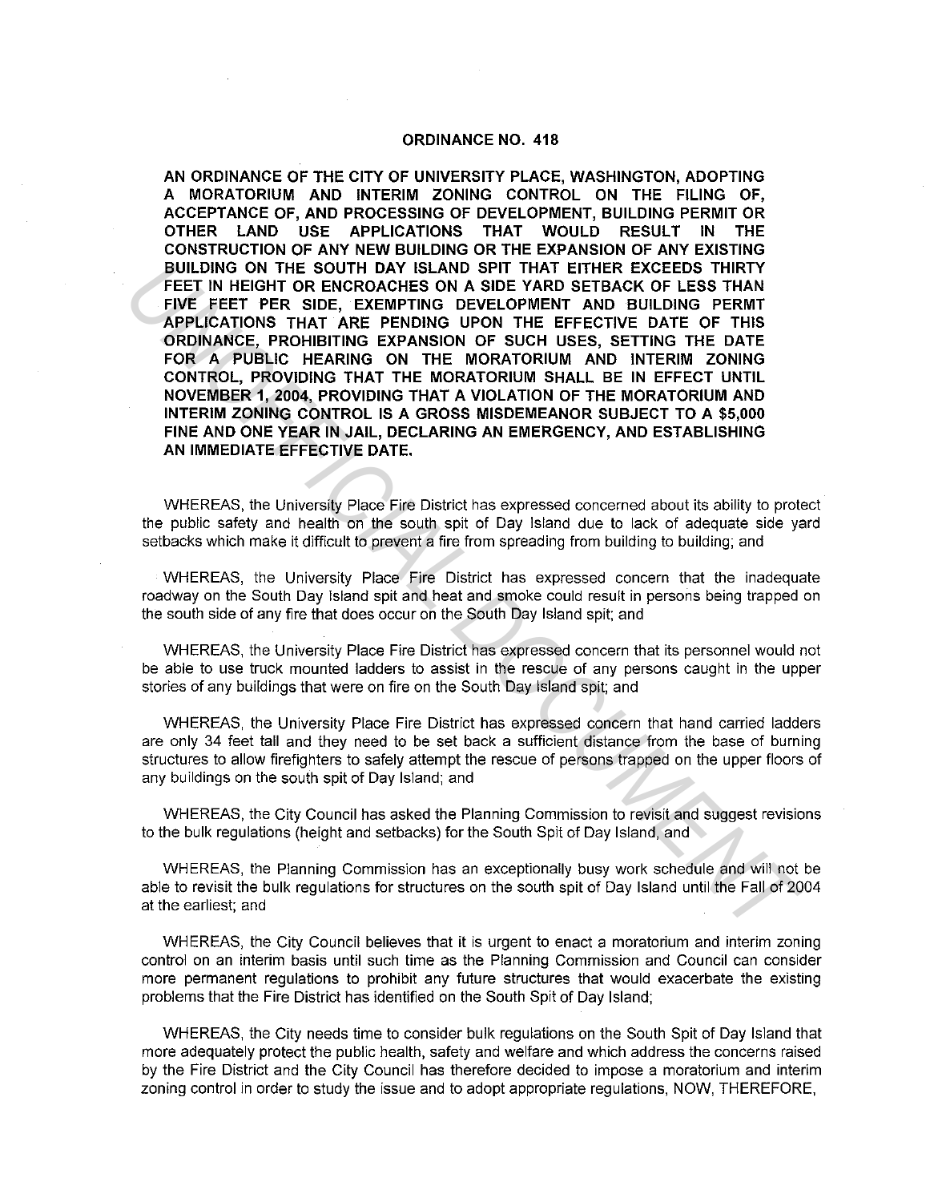# ORDINANCE NO. 418

**AN ORDINANCE OF THE CITY OF UNIVERSITY PLACE, WASHINGTON, ADOPTING A MORATORIUM AND INTERIM ZONING CONTROL ON THE FILING OF, ACCEPTANCE OF, AND PROCESSING OF DEVELOPMENT, BUILDING PERMIT OR OTHER LAND USE APPLICATIONS THAT WOULD RESULT IN THE CONSTRUCTION OF ANY NEW BUILDING OR THE EXPANSION OF ANY EXISTING BUILDING ON THE SOUTH DAY ISLAND SPIT THAT EITHER EXCEEDS THIRTY FEET IN HEIGHT OR ENCROACHES ON A SIDE YARD SETBACK OF LESS THAN FIVE FEET PER SIDE, EXEMPTING DEVELOPMENT AND BUILDING PERMT APPLICATIONS THAT ARE PENDING UPON THE EFFECTIVE DATE OF THIS ORDINANCE, PROHIBITING EXPANSION OF SUCH USES, SETTING THE DATE FOR A PUBLIC HEARING ON THE MORATORIUM AND INTERIM ZONING CONTROL, PROVIDING THAT THE MORATORIUM SHALL BE IN EFFECT UNTIL NOVEMBER 1, 2004, PROVIDING THAT A VIOLATION OF THE MORATORIUM AND INTERIM ZONING CONTROL IS A GROSS MISDEMEANOR SUBJECT TO A $5,000 FINE AND ONE YEAR IN JAIL, DECLARING AN EMERGENCY, AND ESTABLISHING AN IMMEDIATE EFFECTIVE DATE.**

WHEREAS, the University Place Fire District has expressed concerned about its ability to protect the public safety and health on the south spit of Day Island due to lack of adequate side yard setbacks which make it difficult to prevent a fire from spreading from building to building; and

WHEREAS, the University Place Fire District has expressed concern that the inadequate roadway on the South Day Island spit and heat and smoke could result in persons being trapped on the south side of any fire that does occur on the South Day Island spit; and

WHEREAS, the University Place Fire District has expressed concern that its personnel would not be able to use truck mounted ladders to assist in the rescue of any persons caught in the upper stories of any buildings that were on fire on the South Day Island spit; and

WHEREAS, the University Place Fire District has expressed concern that hand carried ladders are only 34 feet tall and they need to be set back a sufficient distance from the base of burning structures to allow firefighters to safely attempt the rescue of persons trapped on the upper floors of any buildings on the south spit of Day Island; and

WHEREAS, the City Council has asked the Planning Commission to revisit and suggest revisions to the bulk regulations (height and setbacks) for the South Spit of Day Island, and

WHEREAS, the Planning Commission has an exceptionally busy work schedule and will not be able to revisit the bulk regulations for structures on the south spit of Day Island until the Fall of 2004 at the earliest; and

WHEREAS, the City Council believes that it is urgent to enact a moratorium and interim zoning control on an interim basis until such time as the Planning Commission and Council can consider more permanent regulations to prohibit any future structures that would exacerbate the existing problems that the Fire District has identified on the South Spit of Day Island;

WHEREAS, the City needs time to consider bulk regulations on the South Spit of Day Island that more adequately protect the public health, safety and welfare and which address the concerns raised by the Fire District and the City Council has therefore decided to impose a moratorium and interim zoning control in order to study the issue and to adopt appropriate regulations, NOW, THEREFORE,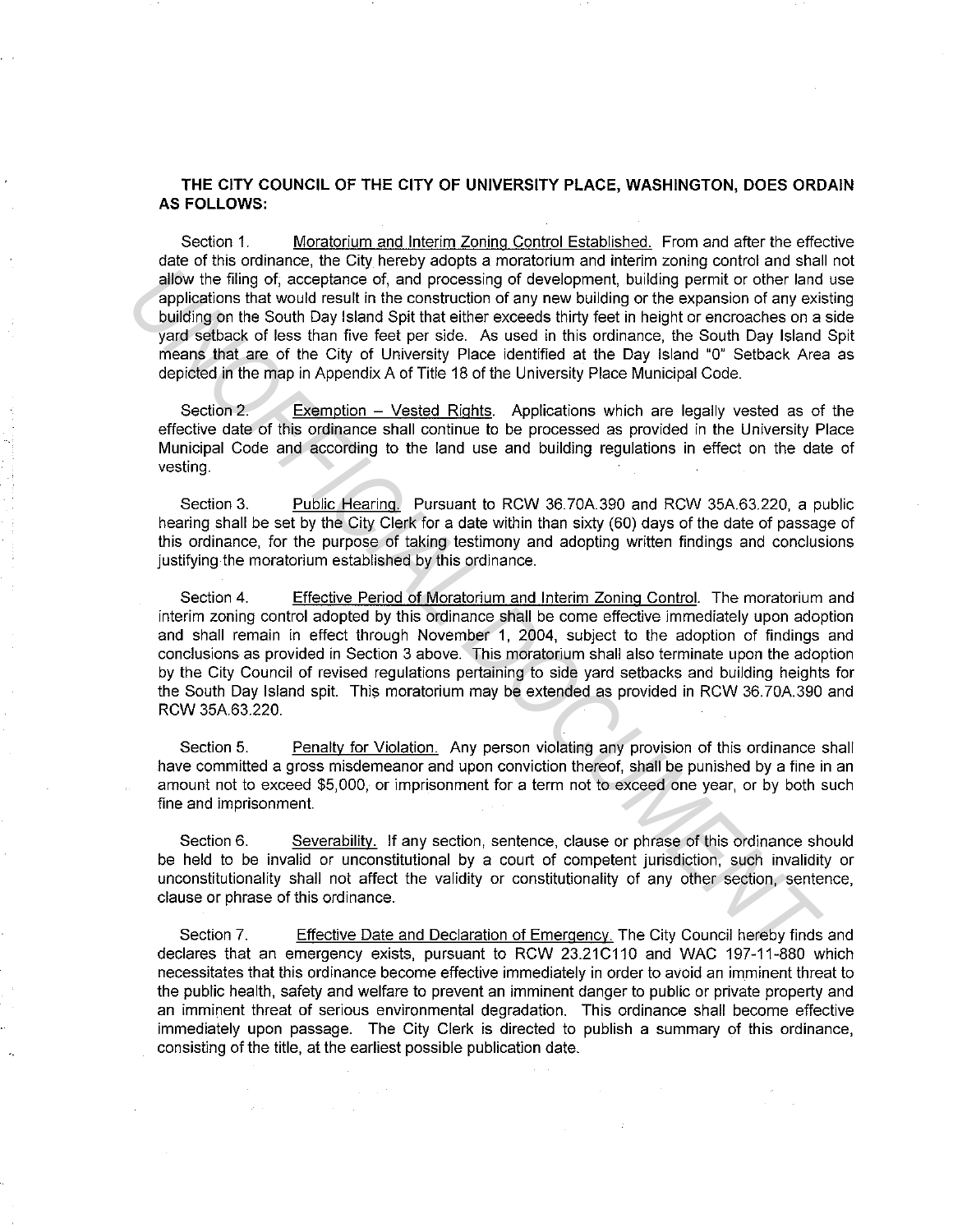**THE CITY COUNCIL OF THE CITY OF UNIVERSITY PLACE, WASHINGTON, DOES ORDAIN AS FOLLOWS:**

Section 1. Moratorium and Interim Zoning Control Established. From and after the effective date of this ordinance, the City hereby adopts a moratorium and interim zoning control and shall not allow the filing of, acceptance of, and processing of development, building permit or other land use applications that would result in the construction of any new building or the expansion of any existing building on the South Day Island Spit that either exceeds thirty feet in height or encroaches on a side yard setback of less than five feet per side. As used in this ordinance, the South Day Island Spit means that are of the City of University Place identified at the Day Island "0" Setback Area as depicted in the map in Appendix A of Title 18 of the University Place Municipal Code.

Section 2. Exemption – Vested Rights. Applications which are legally vested as of the effective date of this ordinance shall continue to be processed as provided in the University Place Municipal Code and according to the land use and building regulations in effect on the date of vesting.

Section 3. Public Hearing. Pursuant to RCW 36.70A.390 and RCW 35A.63.220, a public hearing shall be set by the City Clerk for a date within than sixty (60) days of the date of passage of this ordinance, for the purpose of taking testimony and adopting written findings and conclusions justifying the moratorium established by this ordinance.

Section 4. Effective Period of Moratorium and Interim Zoning Control. The moratorium and interim zoning control adopted by this ordinance shall be come effective immediately upon adoption and shall remain in effect through November 1, 2004, subject to the adoption of findings and conclusions as provided in Section 3 above. This moratorium shall also terminate upon the adoption by the City Council of revised regulations pertaining to side yard setbacks and building heights for the South Day Island spit. This moratorium may be extended as provided in RCW 36.70A.390 and RCW 35A.63.220.

Section 5. Penalty for Violation. Any person violating any provision of this ordinance shall have committed a gross misdemeanor and upon conviction thereof, shall be punished by a fine in an amount not to exceed $5,000, or imprisonment for a term not to exceed one year, or by both such fine and imprisonment.

Section 6. Severability. If any section, sentence, clause or phrase of this ordinance should be held to be invalid or unconstitutional by a court of competent jurisdiction, such invalidity or unconstitutionality shall not affect the validity or constitutionality of any other section, sentence, clause or phrase of this ordinance.

Section 7. Effective Date and Declaration of Emergency. The City Council hereby finds and declares that an emergency exists, pursuant to RCW 23.21C110 and WAC 197-11-880 which necessitates that this ordinance become effective immediately in order to avoid an imminent threat to the public health, safety and welfare to prevent an imminent danger to public or private property and an imminent threat of serious environmental degradation. This ordinance shall become effective immediately upon passage. The City Clerk is directed to publish a summary of this ordinance, consisting of the title, at the earliest possible publication date.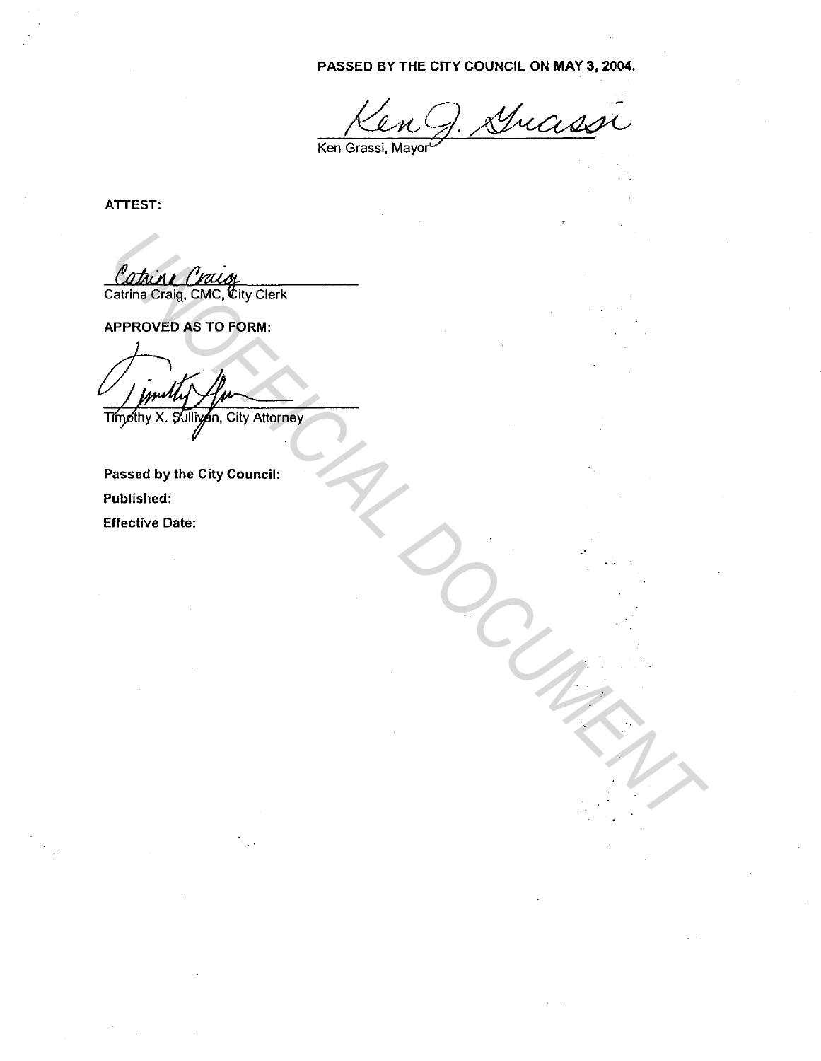**PASSED BY THE CITY COUNCIL ON MAY 3, 2004.**

Ken Grassi, Mayor

**ATTEST:**

Catrina Craig, CMC, City Clerk

**APPROVED AS TO FORM:**

Timothy X. Sullivan, City Attorney

**Passed by the City Council:**

**Published:**

**Effective Date:**

UNOFFICIAL DOCUMENT